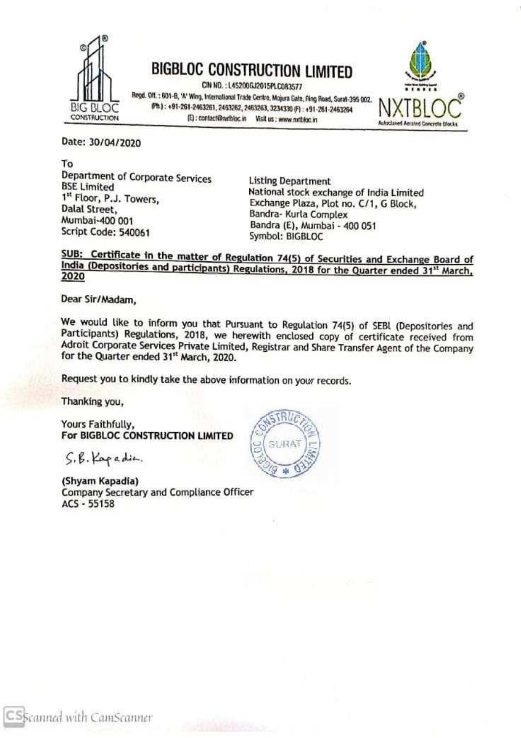# BIGBLOC CONSTRUCTION LIMITED

CIN NO. : L45200GJ2015PLC083577

Regd. Off. : 601-B, 'A' Wing, International Trade Centre, Majura Gate, Ring Road, Surat-395 002.
(Ph) : +91-261-2463261, 2463262, 2463263, 3234330 (F) : +91-261-2463264
(E) : contact@nxtbloc.in Visit us : www.nxtbloc.in

NXTBLOC®
Autoclaved Aerated Concrete Blocks

Date: 30/04/2020

To

Department of Corporate Services
BSE Limited
1st Floor, P.J. Towers,
Dalal Street,
Mumbai-400 001
Script Code: 540061

Listing Department
National stock exchange of India Limited
Exchange Plaza, Plot no. C/1, G Block,
Bandra- Kurla Complex
Bandra (E), Mumbai - 400 051
Symbol: BIGBLOC

**SUB: Certificate in the matter of Regulation 74(5) of Securities and Exchange Board of India (Depositories and participants) Regulations, 2018 for the Quarter ended 31st March, 2020**

Dear Sir/Madam,

We would like to inform you that Pursuant to Regulation 74(5) of SEBI (Depositories and Participants) Regulations, 2018, we herewith enclosed copy of certificate received from Adroit Corporate Services Private Limited, Registrar and Share Transfer Agent of the Company for the Quarter ended 31st March, 2020.

Request you to kindly take the above information on your records.

Thanking you,

Yours Faithfully,
**For BIGBLOC CONSTRUCTION LIMITED**

S.B. Kapadia.

(Shyam Kapadia)
Company Secretary and Compliance Officer
ACS - 55158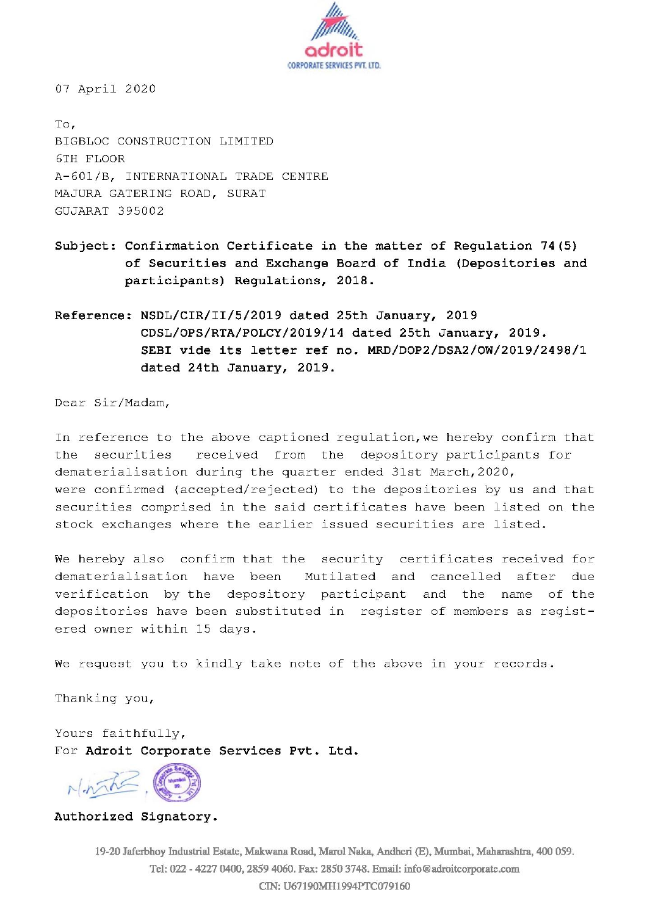adroit

CORPORATE SERVICES PVT. LTD.

07 April 2020

To,
BIGBLOC CONSTRUCTION LIMITED
6TH FLOOR
A-601/B, INTERNATIONAL TRADE CENTRE
MAJURA GATERING ROAD, SURAT
GUJARAT 395002

**Subject: Confirmation Certificate in the matter of Regulation 74(5) of Securities and Exchange Board of India (Depositories and participants) Regulations, 2018.**

**Reference: NSDL/CIR/II/5/2019 dated 25th January, 2019
CDSL/OPS/RTA/POLCY/2019/14 dated 25th January, 2019.
SEBI vide its letter ref no. MRD/DOP2/DSA2/OW/2019/2498/1 dated 24th January, 2019.**

Dear Sir/Madam,

In reference to the above captioned regulation, we hereby confirm that the securities received from the depository participants for dematerialisation during the quarter ended 31st March, 2020, were confirmed (accepted/rejected) to the depositories by us and that securities comprised in the said certificates have been listed on the stock exchanges where the earlier issued securities are listed.

We hereby also confirm that the security certificates received for dematerialisation have been Mutilated and cancelled after due verification by the depository participant and the name of the depositories have been substituted in register of members as registered owner within 15 days.

We request you to kindly take note of the above in your records.

Thanking you,

Yours faithfully,
For **Adroit Corporate Services Pvt. Ltd.**

**Authorized Signatory.**

19-20 Jaferbhoy Industrial Estate, Makwana Road, Marol Naka, Andheri (E), Mumbai, Maharashtra, 400 059.
Tel: 022 - 4227 0400, 2859 4060. Fax: 2850 3748. Email: info@adroitcorporate.com
CIN: U67190MH1994PTC079160